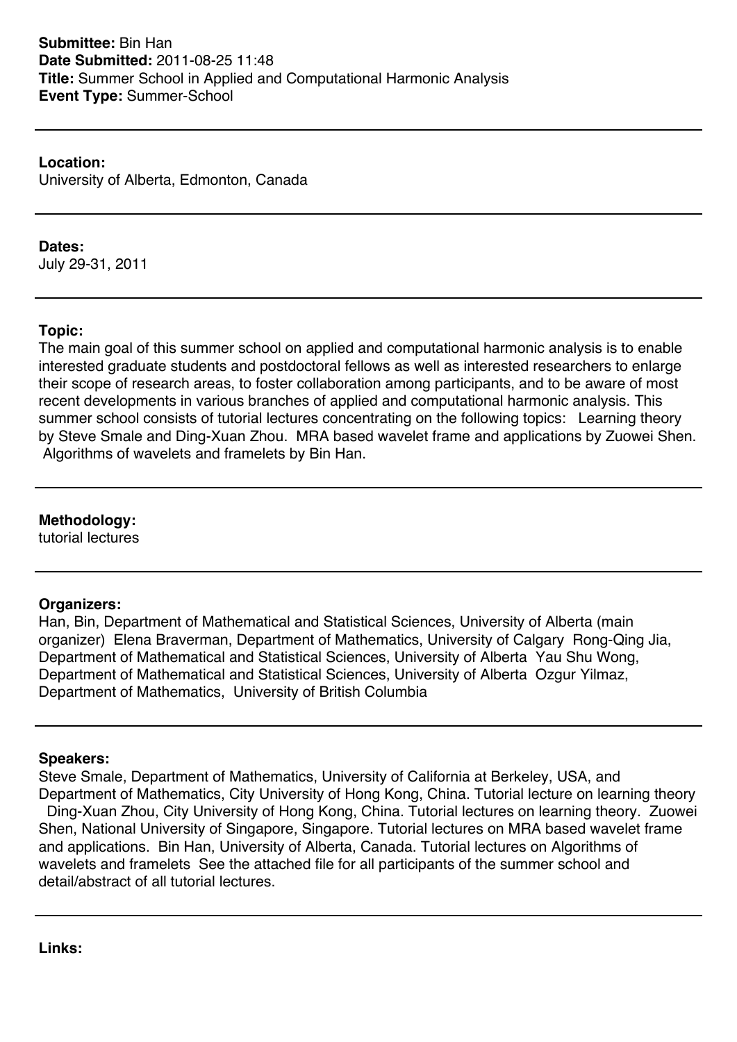**Submittee:** Bin Han
**Date Submitted:** 2011-08-25 11:48
**Title:** Summer School in Applied and Computational Harmonic Analysis
**Event Type:** Summer-School

---

**Location:**
University of Alberta, Edmonton, Canada

---

**Dates:**
July 29-31, 2011

---

**Topic:**
The main goal of this summer school on applied and computational harmonic analysis is to enable interested graduate students and postdoctoral fellows as well as interested researchers to enlarge their scope of research areas, to foster collaboration among participants, and to be aware of most recent developments in various branches of applied and computational harmonic analysis. This summer school consists of tutorial lectures concentrating on the following topics: Learning theory by Steve Smale and Ding-Xuan Zhou. MRA based wavelet frame and applications by Zuowei Shen. Algorithms of wavelets and framelets by Bin Han.

---

**Methodology:**
tutorial lectures

---

**Organizers:**
Han, Bin, Department of Mathematical and Statistical Sciences, University of Alberta (main organizer) Elena Braverman, Department of Mathematics, University of Calgary Rong-Qing Jia, Department of Mathematical and Statistical Sciences, University of Alberta Yau Shu Wong, Department of Mathematical and Statistical Sciences, University of Alberta Ozgur Yilmaz, Department of Mathematics, University of British Columbia

---

**Speakers:**
Steve Smale, Department of Mathematics, University of California at Berkeley, USA, and Department of Mathematics, City University of Hong Kong, China. Tutorial lecture on learning theory Ding-Xuan Zhou, City University of Hong Kong, China. Tutorial lectures on learning theory. Zuowei Shen, National University of Singapore, Singapore. Tutorial lectures on MRA based wavelet frame and applications. Bin Han, University of Alberta, Canada. Tutorial lectures on Algorithms of wavelets and framelets See the attached file for all participants of the summer school and detail/abstract of all tutorial lectures.

---

**Links:**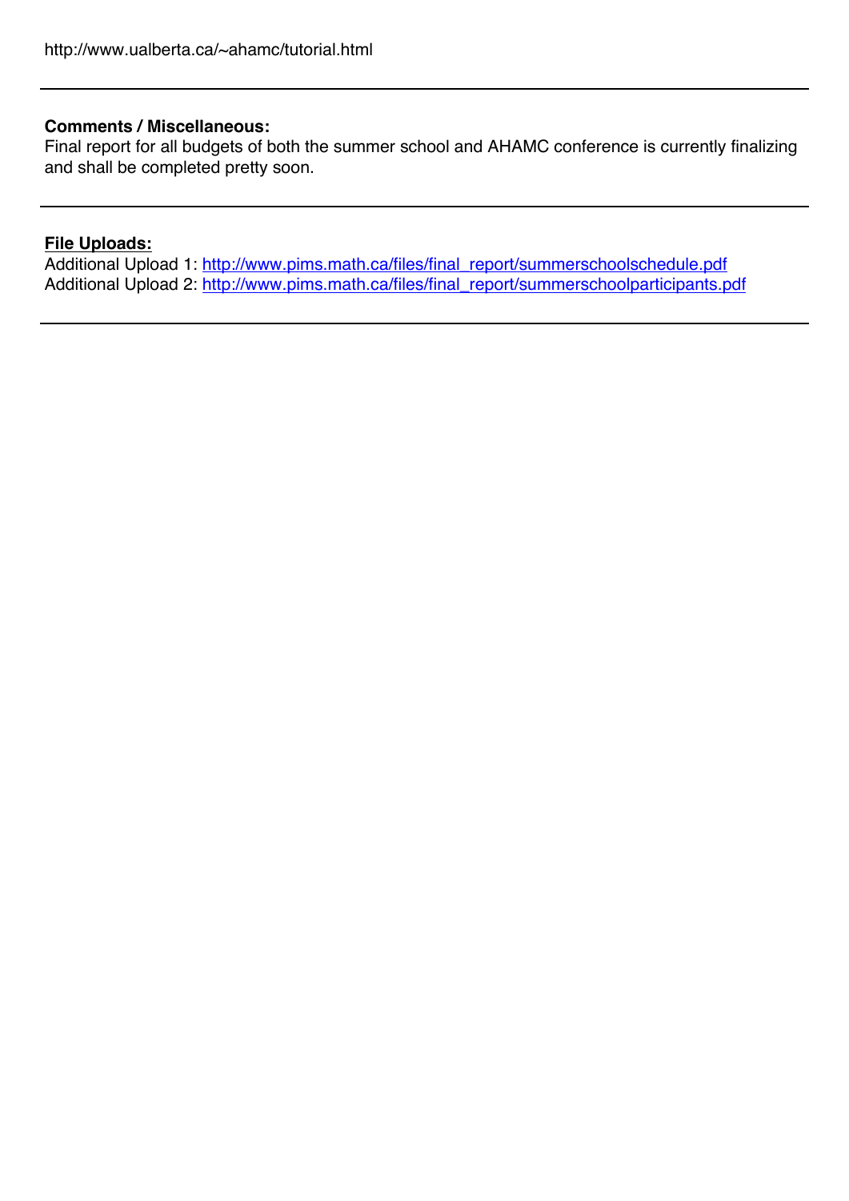http://www.ualberta.ca/~ahamc/tutorial.html

---

**Comments / Miscellaneous:**

Final report for all budgets of both the summer school and AHAMC conference is currently finalizing and shall be completed pretty soon.

---

**File Uploads:**

Additional Upload 1: http://www.pims.math.ca/files/final_report/summerschoolschedule.pdf

Additional Upload 2: http://www.pims.math.ca/files/final_report/summerschoolparticipants.pdf

---